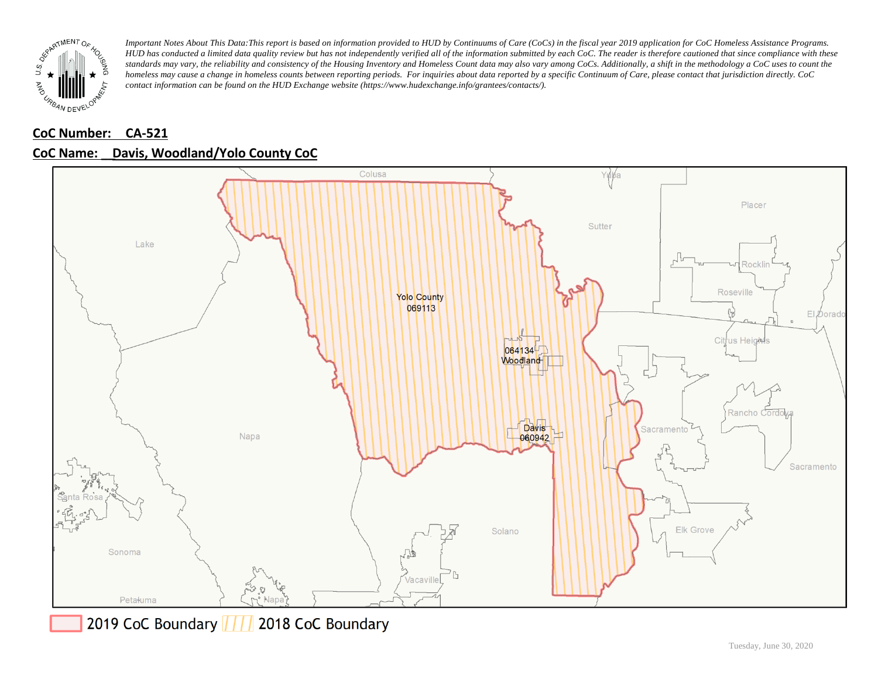*Important Notes About This Data: This report is based on information provided to HUD by Continuums of Care (CoCs) in the fiscal year 2019 application for CoC Homeless Assistance Programs. HUD has conducted a limited data quality review but has not independently verified all of the information submitted by each CoC. The reader is therefore cautioned that since compliance with these standards may vary, the reliability and consistency of the Housing Inventory and Homeless Count data may also vary among CoCs. Additionally, a shift in the methodology a CoC uses to count the homeless may cause a change in homeless counts between reporting periods. For inquiries about data reported by a specific Continuum of Care, please contact that jurisdiction directly. CoC contact information can be found on the HUD Exchange website (https://www.hudexchange.info/grantees/contacts/).*

**CoC Number: CA-521**

**CoC Name: Davis, Woodland/Yolo County CoC**

2019 CoC Boundary | 2018 CoC Boundary

Tuesday, June 30, 2020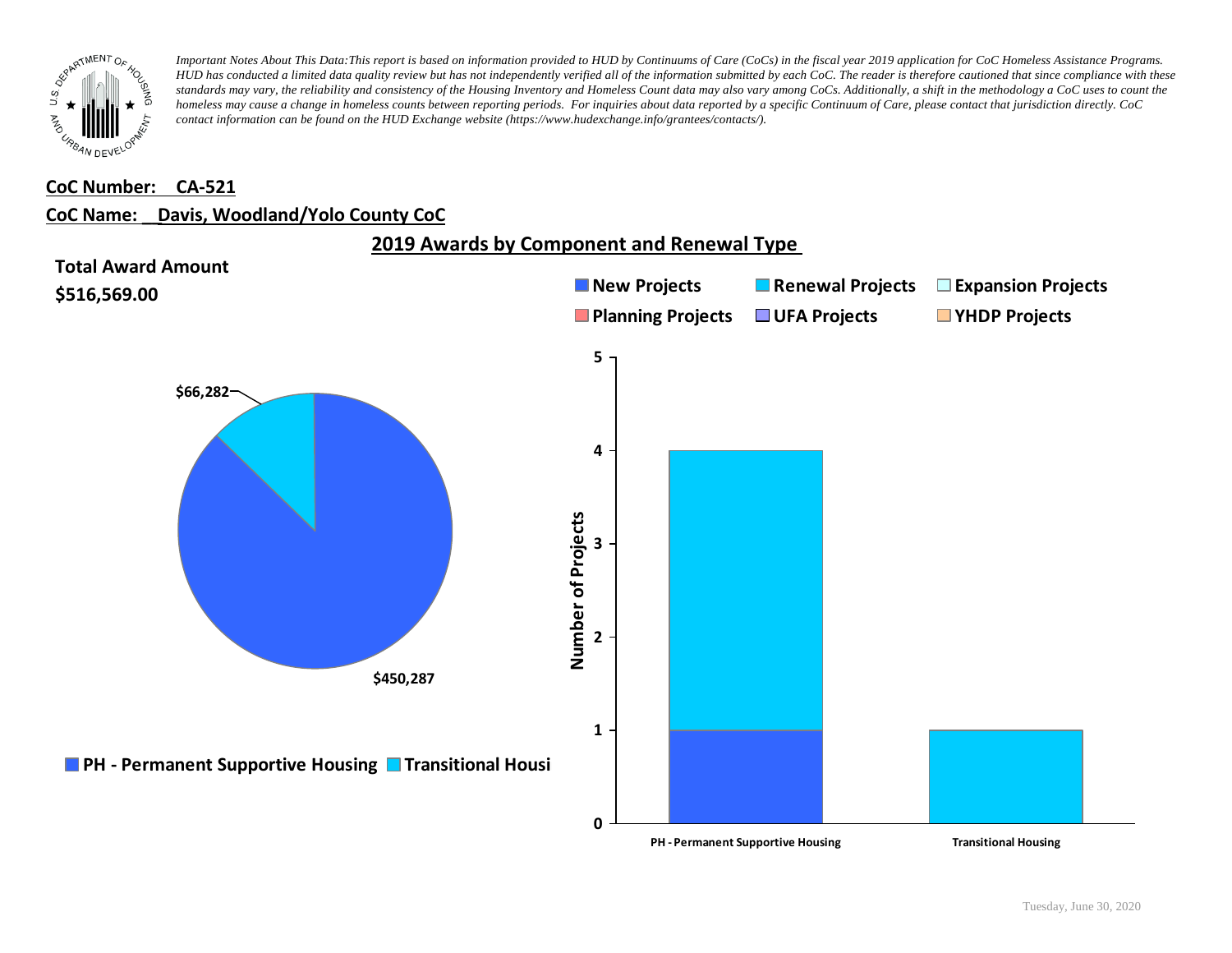*Important Notes About This Data: This report is based on information provided to HUD by Continuums of Care (CoCs) in the fiscal year 2019 application for CoC Homeless Assistance Programs. HUD has conducted a limited data quality review but has not independently verified all of the information submitted by each CoC. The reader is therefore cautioned that since compliance with these standards may vary, the reliability and consistency of the Housing Inventory and Homeless Count data may also vary among CoCs. Additionally, a shift in the methodology a CoC uses to count the homeless may cause a change in homeless counts between reporting periods. For inquiries about data reported by a specific Continuum of Care, please contact that jurisdiction directly. CoC contact information can be found on the HUD Exchange website (https://www.hudexchange.info/grantees/contacts/).*

**CoC Number: CA-521**

**CoC Name: Davis, Woodland/Yolo County CoC**

## 2019 Awards by Component and Renewal Type

**Total Award Amount**

**$516,569.00**

| Component | Award Amount |
|---|---|
| PH - Permanent Supportive Housing | $450,287 |
| Transitional Housing | $66,282 |

Number of Projects

| Component | New Projects | Renewal Projects | Expansion Projects | Planning Projects | UFA Projects | YHDP Projects |
|---|---|---|---|---|---|---|
| PH - Permanent Supportive Housing | 1 | 3 | | | | |
| Transitional Housing | | 1 | | | | |

Tuesday, June 30, 2020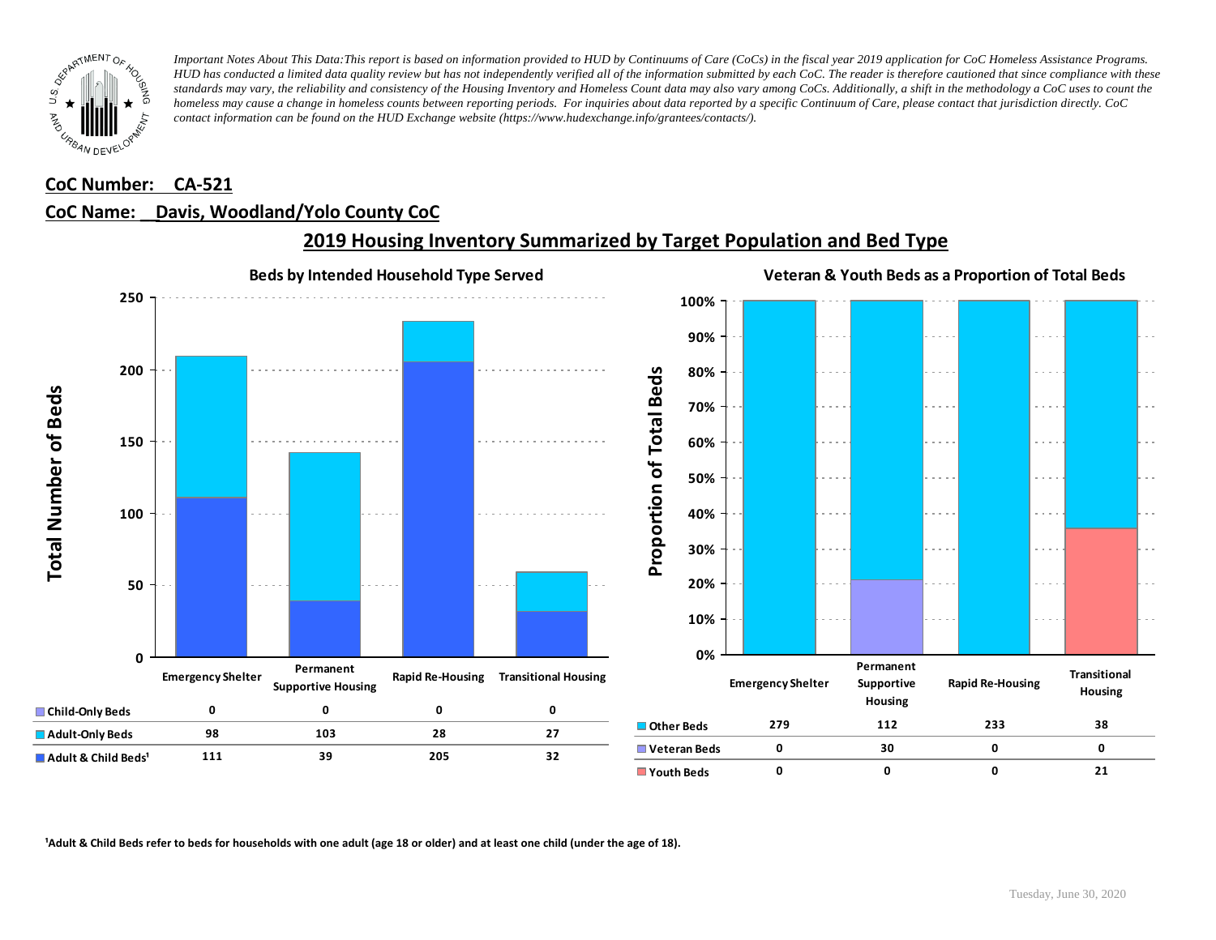*Important Notes About This Data: This report is based on information provided to HUD by Continuums of Care (CoCs) in the fiscal year 2019 application for CoC Homeless Assistance Programs. HUD has conducted a limited data quality review but has not independently verified all of the information submitted by each CoC. The reader is therefore cautioned that since compliance with these standards may vary, the reliability and consistency of the Housing Inventory and Homeless Count data may also vary among CoCs. Additionally, a shift in the methodology a CoC uses to count the homeless may cause a change in homeless counts between reporting periods. For inquiries about data reported by a specific Continuum of Care, please contact that jurisdiction directly. CoC contact information can be found on the HUD Exchange website (https://www.hudexchange.info/grantees/contacts/).*

**CoC Number: CA-521**

**CoC Name: Davis, Woodland/Yolo County CoC**

## 2019 Housing Inventory Summarized by Target Population and Bed Type

### Beds by Intended Household Type Served

| | Emergency Shelter | Permanent Supportive Housing | Rapid Re-Housing | Transitional Housing |
|---|---|---|---|---|
| Child-Only Beds | 0 | 0 | 0 | 0 |
| Adult-Only Beds | 98 | 103 | 28 | 27 |
| Adult & Child Beds[1] | 111 | 39 | 205 | 32 |

### Veteran & Youth Beds as a Proportion of Total Beds

| | Emergency Shelter | Permanent Supportive Housing | Rapid Re-Housing | Transitional Housing |
|---|---|---|---|---|
| Other Beds | 279 | 112 | 233 | 38 |
| Veteran Beds | 0 | 30 | 0 | 0 |
| Youth Beds | 0 | 0 | 0 | 21 |

[1]Adult & Child Beds refer to beds for households with one adult (age 18 or older) and at least one child (under the age of 18).

Tuesday, June 30, 2020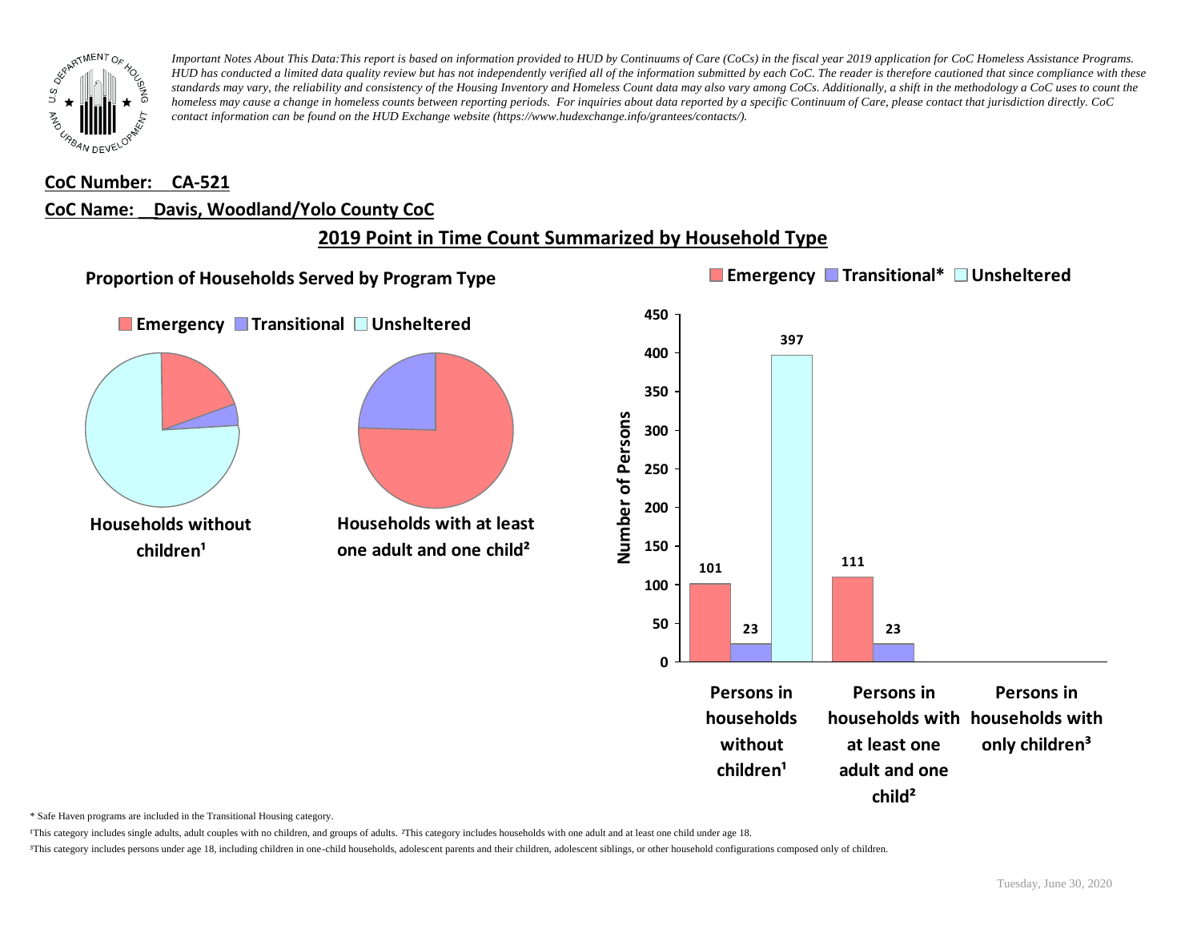*Important Notes About This Data:This report is based on information provided to HUD by Continuums of Care (CoCs) in the fiscal year 2019 application for CoC Homeless Assistance Programs. HUD has conducted a limited data quality review but has not independently verified all of the information submitted by each CoC. The reader is therefore cautioned that since compliance with these standards may vary, the reliability and consistency of the Housing Inventory and Homeless Count data may also vary among CoCs. Additionally, a shift in the methodology a CoC uses to count the homeless may cause a change in homeless counts between reporting periods. For inquiries about data reported by a specific Continuum of Care, please contact that jurisdiction directly. CoC contact information can be found on the HUD Exchange website (https://www.hudexchange.info/grantees/contacts/).*

**CoC Number: CA-521**

**CoC Name: Davis, Woodland/Yolo County CoC**

## 2019 Point in Time Count Summarized by Household Type

### Proportion of Households Served by Program Type

Emergency | Transitional | Unsheltered

**Households without children¹**

**Households with at least one adult and one child²**

| | Emergency | Transitional* | Unsheltered |
|---|---|---|---|
| Persons in households without children¹ | 101 | 23 | 397 |
| Persons in households with at least one adult and one child² | 111 | 23 | |
| Persons in households with only children³ | | | |

\* Safe Haven programs are included in the Transitional Housing category.

¹This category includes single adults, adult couples with no children, and groups of adults. ²This category includes households with one adult and at least one child under age 18.

³This category includes persons under age 18, including children in one-child households, adolescent parents and their children, adolescent siblings, or other household configurations composed only of children.

Tuesday, June 30, 2020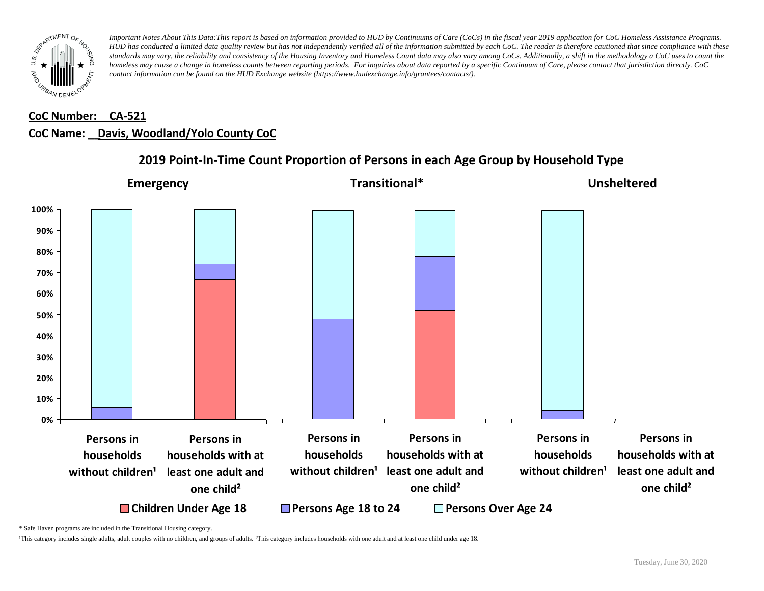*Important Notes About This Data:This report is based on information provided to HUD by Continuums of Care (CoCs) in the fiscal year 2019 application for CoC Homeless Assistance Programs. HUD has conducted a limited data quality review but has not independently verified all of the information submitted by each CoC. The reader is therefore cautioned that since compliance with these standards may vary, the reliability and consistency of the Housing Inventory and Homeless Count data may also vary among CoCs. Additionally, a shift in the methodology a CoC uses to count the homeless may cause a change in homeless counts between reporting periods. For inquiries about data reported by a specific Continuum of Care, please contact that jurisdiction directly. CoC contact information can be found on the HUD Exchange website (https://www.hudexchange.info/grantees/contacts/).*

**CoC Number: CA-521**

**CoC Name: Davis, Woodland/Yolo County CoC**

## 2019 Point-In-Time Count Proportion of Persons in each Age Group by Household Type

### Emergency

- Persons in households without children¹
- Persons in households with at least one adult and one child²

### Transitional*

- Persons in households without children¹
- Persons in households with at least one adult and one child²

### Unsheltered

- Persons in households without children¹
- Persons in households with at least one adult and one child²

Legend: Children Under Age 18 | Persons Age 18 to 24 | Persons Over Age 24

\* Safe Haven programs are included in the Transitional Housing category.

¹This category includes single adults, adult couples with no children, and groups of adults. ²This category includes households with one adult and at least one child under age 18.

Tuesday, June 30, 2020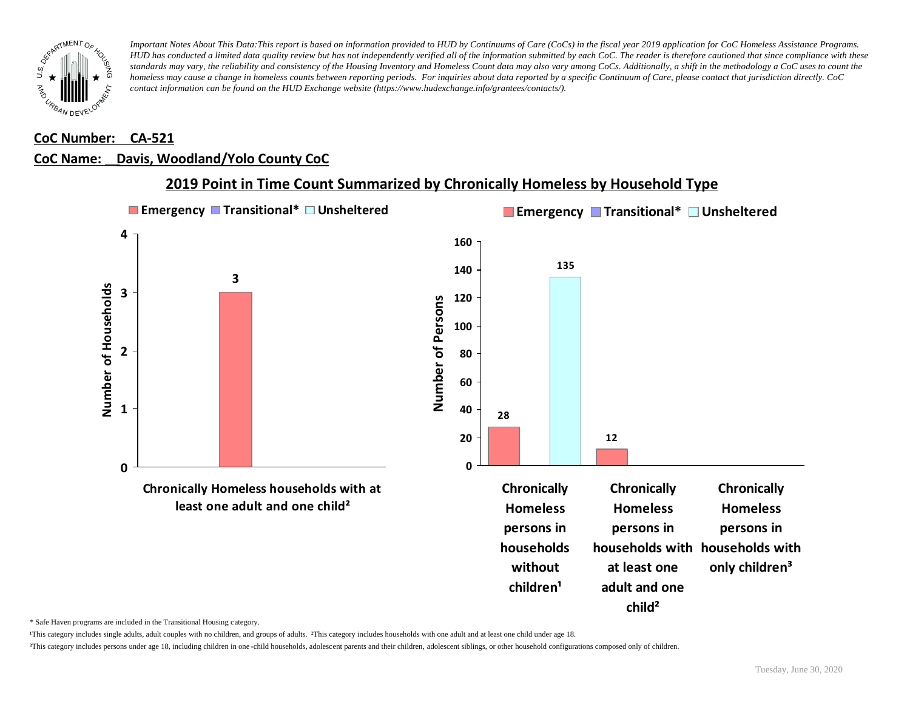*Important Notes About This Data:This report is based on information provided to HUD by Continuums of Care (CoCs) in the fiscal year 2019 application for CoC Homeless Assistance Programs. HUD has conducted a limited data quality review but has not independently verified all of the information submitted by each CoC. The reader is therefore cautioned that since compliance with these standards may vary, the reliability and consistency of the Housing Inventory and Homeless Count data may also vary among CoCs. Additionally, a shift in the methodology a CoC uses to count the homeless may cause a change in homeless counts between reporting periods. For inquiries about data reported by a specific Continuum of Care, please contact that jurisdiction directly. CoC contact information can be found on the HUD Exchange website (https://www.hudexchange.info/grantees/contacts/).*

**CoC Number: CA-521**

**CoC Name: Davis, Woodland/Yolo County CoC**

## 2019 Point in Time Count Summarized by Chronically Homeless by Household Type

**Number of Households** (Emergency / Transitional* / Unsheltered)

| | Emergency | Transitional* | Unsheltered |
|---|---|---|---|
| Chronically Homeless households with at least one adult and one child² | 3 | | |

**Number of Persons** (Emergency / Transitional* / Unsheltered)

| | Emergency | Transitional* | Unsheltered |
|---|---|---|---|
| Chronically Homeless persons in households without children¹ | 28 | | 135 |
| Chronically Homeless persons in households with at least one adult and one child² | 12 | | |
| Chronically Homeless persons in households with only children³ | | | |

\* Safe Haven programs are included in the Transitional Housing category.

¹This category includes single adults, adult couples with no children, and groups of adults. ²This category includes households with one adult and at least one child under age 18.

³This category includes persons under age 18, including children in one-child households, adolescent parents and their children, adolescent siblings, or other household configurations composed only of children.

Tuesday, June 30, 2020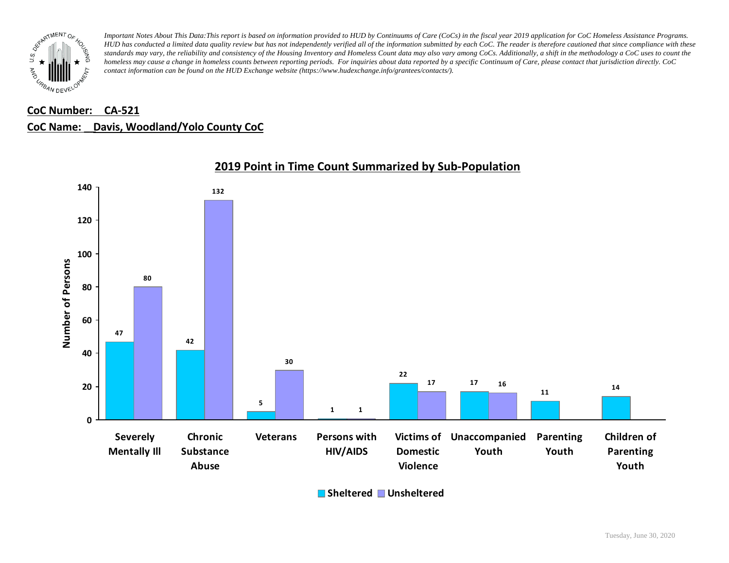*Important Notes About This Data: This report is based on information provided to HUD by Continuums of Care (CoCs) in the fiscal year 2019 application for CoC Homeless Assistance Programs. HUD has conducted a limited data quality review but has not independently verified all of the information submitted by each CoC. The reader is therefore cautioned that since compliance with these standards may vary, the reliability and consistency of the Housing Inventory and Homeless Count data may also vary among CoCs. Additionally, a shift in the methodology a CoC uses to count the homeless may cause a change in homeless counts between reporting periods. For inquiries about data reported by a specific Continuum of Care, please contact that jurisdiction directly. CoC contact information can be found on the HUD Exchange website (https://www.hudexchange.info/grantees/contacts/).*

**CoC Number: CA-521**

**CoC Name: Davis, Woodland/Yolo County CoC**

## 2019 Point in Time Count Summarized by Sub-Population

Number of Persons

0
20
40
60
80
100
120
140

47
80
42
132
5
30
1
1
22
17
17
16
11
14

Severely Mentally Ill
Chronic Substance Abuse
Veterans
Persons with HIV/AIDS
Victims of Domestic Violence
Unaccompanied Youth
Parenting Youth
Children of Parenting Youth

Sheltered
Unsheltered

Tuesday, June 30, 2020